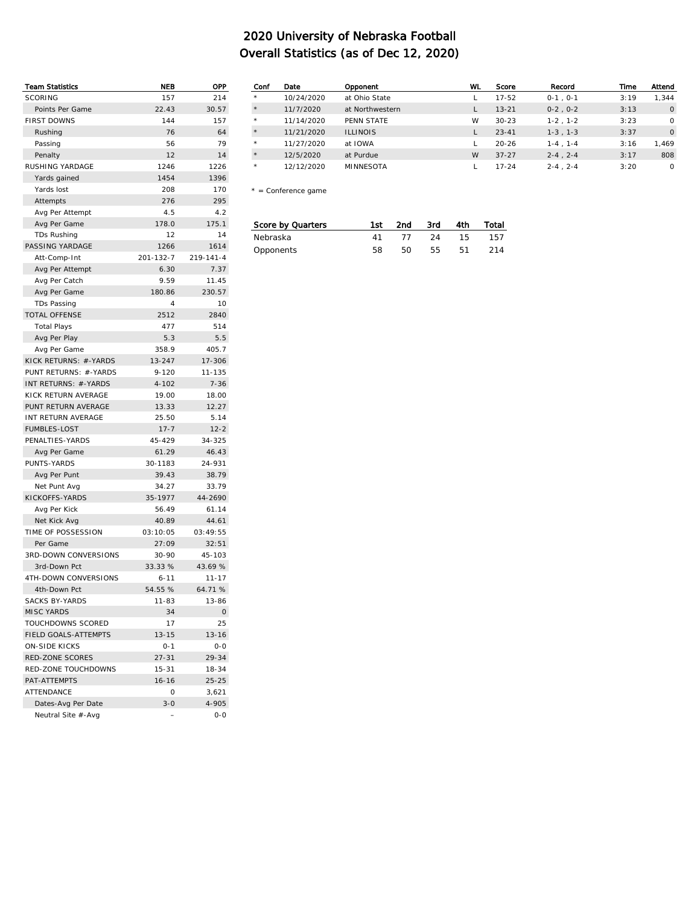# 2020 University of Nebraska Football
## Overall Statistics (as of Dec 12, 2020)

| Team Statistics | NEB | OPP |
|---|---|---|
| SCORING | 157 | 214 |
| Points Per Game | 22.43 | 30.57 |
| FIRST DOWNS | 144 | 157 |
| Rushing | 76 | 64 |
| Passing | 56 | 79 |
| Penalty | 12 | 14 |
| RUSHING YARDAGE | 1246 | 1226 |
| Yards gained | 1454 | 1396 |
| Yards lost | 208 | 170 |
| Attempts | 276 | 295 |
| Avg Per Attempt | 4.5 | 4.2 |
| Avg Per Game | 178.0 | 175.1 |
| TDs Rushing | 12 | 14 |
| PASSING YARDAGE | 1266 | 1614 |
| Att-Comp-Int | 201-132-7 | 219-141-4 |
| Avg Per Attempt | 6.30 | 7.37 |
| Avg Per Catch | 9.59 | 11.45 |
| Avg Per Game | 180.86 | 230.57 |
| TDs Passing | 4 | 10 |
| TOTAL OFFENSE | 2512 | 2840 |
| Total Plays | 477 | 514 |
| Avg Per Play | 5.3 | 5.5 |
| Avg Per Game | 358.9 | 405.7 |
| KICK RETURNS: #-YARDS | 13-247 | 17-306 |
| PUNT RETURNS: #-YARDS | 9-120 | 11-135 |
| INT RETURNS: #-YARDS | 4-102 | 7-36 |
| KICK RETURN AVERAGE | 19.00 | 18.00 |
| PUNT RETURN AVERAGE | 13.33 | 12.27 |
| INT RETURN AVERAGE | 25.50 | 5.14 |
| FUMBLES-LOST | 17-7 | 12-2 |
| PENALTIES-YARDS | 45-429 | 34-325 |
| Avg Per Game | 61.29 | 46.43 |
| PUNTS-YARDS | 30-1183 | 24-931 |
| Avg Per Punt | 39.43 | 38.79 |
| Net Punt Avg | 34.27 | 33.79 |
| KICKOFFS-YARDS | 35-1977 | 44-2690 |
| Avg Per Kick | 56.49 | 61.14 |
| Net Kick Avg | 40.89 | 44.61 |
| TIME OF POSSESSION | 03:10:05 | 03:49:55 |
| Per Game | 27:09 | 32:51 |
| 3RD-DOWN CONVERSIONS | 30-90 | 45-103 |
| 3rd-Down Pct | 33.33 % | 43.69 % |
| 4TH-DOWN CONVERSIONS | 6-11 | 11-17 |
| 4th-Down Pct | 54.55 % | 64.71 % |
| SACKS BY-YARDS | 11-83 | 13-86 |
| MISC YARDS | 34 | 0 |
| TOUCHDOWNS SCORED | 17 | 25 |
| FIELD GOALS-ATTEMPTS | 13-15 | 13-16 |
| ON-SIDE KICKS | 0-1 | 0-0 |
| RED-ZONE SCORES | 27-31 | 29-34 |
| RED-ZONE TOUCHDOWNS | 15-31 | 18-34 |
| PAT-ATTEMPTS | 16-16 | 25-25 |
| ATTENDANCE | 0 | 3,621 |
| Dates-Avg Per Date | 3-0 | 4-905 |
| Neutral Site #-Avg | – | 0-0 |

| Conf | Date | Opponent | WL | Score | Record | Time | Attend |
|---|---|---|---|---|---|---|---|
| * | 10/24/2020 | at Ohio State | L | 17-52 | 0-1 , 0-1 | 3:19 | 1,344 |
| * | 11/7/2020 | at Northwestern | L | 13-21 | 0-2 , 0-2 | 3:13 | 0 |
| * | 11/14/2020 | PENN STATE | W | 30-23 | 1-2 , 1-2 | 3:23 | 0 |
| * | 11/21/2020 | ILLINOIS | L | 23-41 | 1-3 , 1-3 | 3:37 | 0 |
| * | 11/27/2020 | at IOWA | L | 20-26 | 1-4 , 1-4 | 3:16 | 1,469 |
| * | 12/5/2020 | at Purdue | W | 37-27 | 2-4 , 2-4 | 3:17 | 808 |
| * | 12/12/2020 | MINNESOTA | L | 17-24 | 2-4 , 2-4 | 3:20 | 0 |

* = Conference game

| Score by Quarters | 1st | 2nd | 3rd | 4th | Total |
|---|---|---|---|---|---|
| Nebraska | 41 | 77 | 24 | 15 | 157 |
| Opponents | 58 | 50 | 55 | 51 | 214 |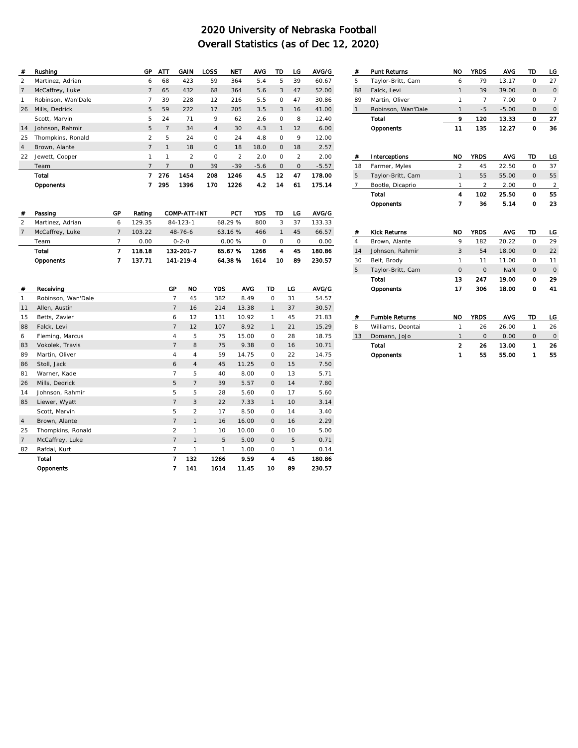# 2020 University of Nebraska Football
## Overall Statistics (as of Dec 12, 2020)

| # | Rushing | GP | ATT | GAIN | LOSS | NET | AVG | TD | LG | AVG/G |
|---|---|---|---|---|---|---|---|---|---|---|
| 2 | Martinez, Adrian | 6 | 68 | 423 | 59 | 364 | 5.4 | 5 | 39 | 60.67 |
| 7 | McCaffrey, Luke | 7 | 65 | 432 | 68 | 364 | 5.6 | 3 | 47 | 52.00 |
| 1 | Robinson, Wan'Dale | 7 | 39 | 228 | 12 | 216 | 5.5 | 0 | 47 | 30.86 |
| 26 | Mills, Dedrick | 5 | 59 | 222 | 17 | 205 | 3.5 | 3 | 16 | 41.00 |
|  | Scott, Marvin | 5 | 24 | 71 | 9 | 62 | 2.6 | 0 | 8 | 12.40 |
| 14 | Johnson, Rahmir | 5 | 7 | 34 | 4 | 30 | 4.3 | 1 | 12 | 6.00 |
| 25 | Thompkins, Ronald | 2 | 5 | 24 | 0 | 24 | 4.8 | 0 | 9 | 12.00 |
| 4 | Brown, Alante | 7 | 1 | 18 | 0 | 18 | 18.0 | 0 | 18 | 2.57 |
| 22 | Jewett, Cooper | 1 | 1 | 2 | 0 | 2 | 2.0 | 0 | 2 | 2.00 |
|  | Team | 7 | 7 | 0 | 39 | -39 | -5.6 | 0 | 0 | -5.57 |
|  | **Total** | **7** | **276** | **1454** | **208** | **1246** | **4.5** | **12** | **47** | **178.00** |
|  | **Opponents** | **7** | **295** | **1396** | **170** | **1226** | **4.2** | **14** | **61** | **175.14** |

| # | Passing | GP | Rating | COMP-ATT-INT | PCT | YDS | TD | LG | AVG/G |
|---|---|---|---|---|---|---|---|---|---|
| 2 | Martinez, Adrian | 6 | 129.35 | 84-123-1 | 68.29 % | 800 | 3 | 37 | 133.33 |
| 7 | McCaffrey, Luke | 7 | 103.22 | 48-76-6 | 63.16 % | 466 | 1 | 45 | 66.57 |
|  | Team | 7 | 0.00 | 0-2-0 | 0.00 % | 0 | 0 | 0 | 0.00 |
|  | **Total** | **7** | **118.18** | **132-201-7** | **65.67 %** | **1266** | **4** | **45** | **180.86** |
|  | **Opponents** | **7** | **137.71** | **141-219-4** | **64.38 %** | **1614** | **10** | **89** | **230.57** |

| # | Receiving | GP | NO | YDS | AVG | TD | LG | AVG/G |
|---|---|---|---|---|---|---|---|---|
| 1 | Robinson, Wan'Dale | 7 | 45 | 382 | 8.49 | 0 | 31 | 54.57 |
| 11 | Allen, Austin | 7 | 16 | 214 | 13.38 | 1 | 37 | 30.57 |
| 15 | Betts, Zavier | 6 | 12 | 131 | 10.92 | 1 | 45 | 21.83 |
| 88 | Falck, Levi | 7 | 12 | 107 | 8.92 | 1 | 21 | 15.29 |
| 6 | Fleming, Marcus | 4 | 5 | 75 | 15.00 | 0 | 28 | 18.75 |
| 83 | Vokolek, Travis | 7 | 8 | 75 | 9.38 | 0 | 16 | 10.71 |
| 89 | Martin, Oliver | 4 | 4 | 59 | 14.75 | 0 | 22 | 14.75 |
| 86 | Stoll, Jack | 6 | 4 | 45 | 11.25 | 0 | 15 | 7.50 |
| 81 | Warner, Kade | 7 | 5 | 40 | 8.00 | 0 | 13 | 5.71 |
| 26 | Mills, Dedrick | 5 | 7 | 39 | 5.57 | 0 | 14 | 7.80 |
| 14 | Johnson, Rahmir | 5 | 5 | 28 | 5.60 | 0 | 17 | 5.60 |
| 85 | Liewer, Wyatt | 7 | 3 | 22 | 7.33 | 1 | 10 | 3.14 |
|  | Scott, Marvin | 5 | 2 | 17 | 8.50 | 0 | 14 | 3.40 |
| 4 | Brown, Alante | 7 | 1 | 16 | 16.00 | 0 | 16 | 2.29 |
| 25 | Thompkins, Ronald | 2 | 1 | 10 | 10.00 | 0 | 10 | 5.00 |
| 7 | McCaffrey, Luke | 7 | 1 | 5 | 5.00 | 0 | 5 | 0.71 |
| 82 | Rafdal, Kurt | 7 | 1 | 1 | 1.00 | 0 | 1 | 0.14 |
|  | **Total** | **7** | **132** | **1266** | **9.59** | **4** | **45** | **180.86** |
|  | **Opponents** | **7** | **141** | **1614** | **11.45** | **10** | **89** | **230.57** |

| # | Punt Returns | NO | YRDS | AVG | TD | LG |
|---|---|---|---|---|---|---|
| 5 | Taylor-Britt, Cam | 6 | 79 | 13.17 | 0 | 27 |
| 88 | Falck, Levi | 1 | 39 | 39.00 | 0 | 0 |
| 89 | Martin, Oliver | 1 | 7 | 7.00 | 0 | 7 |
| 1 | Robinson, Wan'Dale | 1 | -5 | -5.00 | 0 | 0 |
|  | **Total** | **9** | **120** | **13.33** | **0** | **27** |
|  | **Opponents** | **11** | **135** | **12.27** | **0** | **36** |

| # | Interceptions | NO | YRDS | AVG | TD | LG |
|---|---|---|---|---|---|---|
| 18 | Farmer, Myles | 2 | 45 | 22.50 | 0 | 37 |
| 5 | Taylor-Britt, Cam | 1 | 55 | 55.00 | 0 | 55 |
| 7 | Bootle, Dicaprio | 1 | 2 | 2.00 | 0 | 2 |
|  | **Total** | **4** | **102** | **25.50** | **0** | **55** |
|  | **Opponents** | **7** | **36** | **5.14** | **0** | **23** |

| # | Kick Returns | NO | YRDS | AVG | TD | LG |
|---|---|---|---|---|---|---|
| 4 | Brown, Alante | 9 | 182 | 20.22 | 0 | 29 |
| 14 | Johnson, Rahmir | 3 | 54 | 18.00 | 0 | 22 |
| 30 | Belt, Brody | 1 | 11 | 11.00 | 0 | 11 |
| 5 | Taylor-Britt, Cam | 0 | 0 | NaN | 0 | 0 |
|  | **Total** | **13** | **247** | **19.00** | **0** | **29** |
|  | **Opponents** | **17** | **306** | **18.00** | **0** | **41** |

| # | Fumble Returns | NO | YRDS | AVG | TD | LG |
|---|---|---|---|---|---|---|
| 8 | Williams, Deontai | 1 | 26 | 26.00 | 1 | 26 |
| 13 | Domann, JoJo | 1 | 0 | 0.00 | 0 | 0 |
|  | **Total** | **2** | **26** | **13.00** | **1** | **26** |
|  | **Opponents** | **1** | **55** | **55.00** | **1** | **55** |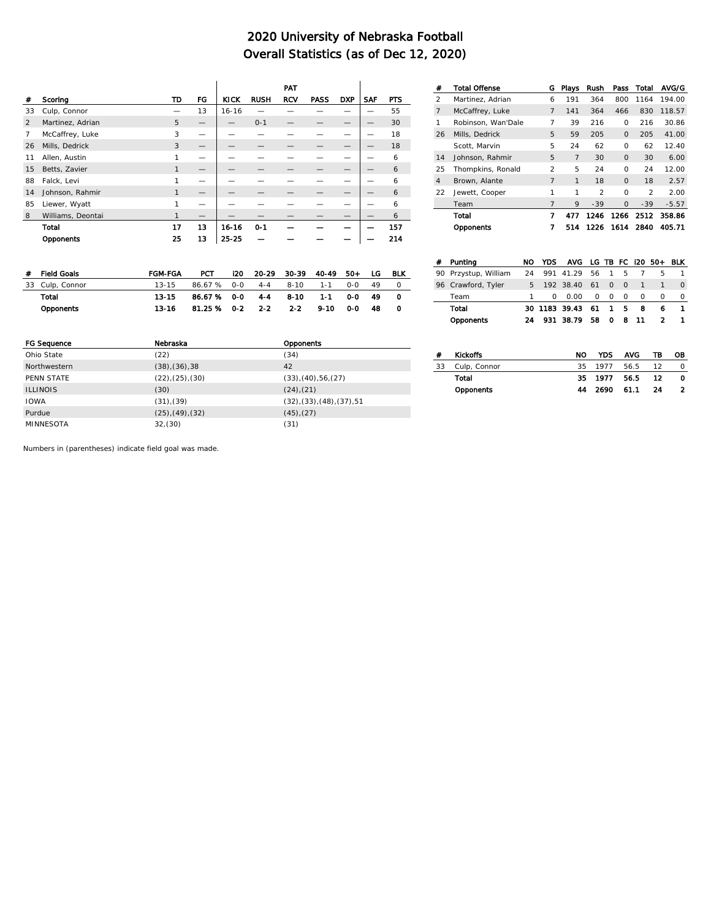# 2020 University of Nebraska Football
## Overall Statistics (as of Dec 12, 2020)

| # | Scoring | TD | FG | PAT KICK | PAT RUSH | PAT RCV | PAT PASS | PAT DXP | SAF | PTS |
|---|---|---|---|---|---|---|---|---|---|---|
| 33 | Culp, Connor | — | 13 | 16-16 | — | — | — | — | — | 55 |
| 2 | Martinez, Adrian | 5 | — | — | 0-1 | — | — | — | — | 30 |
| 7 | McCaffrey, Luke | 3 | — | — | — | — | — | — | — | 18 |
| 26 | Mills, Dedrick | 3 | — | — | — | — | — | — | — | 18 |
| 11 | Allen, Austin | 1 | — | — | — | — | — | — | — | 6 |
| 15 | Betts, Zavier | 1 | — | — | — | — | — | — | — | 6 |
| 88 | Falck, Levi | 1 | — | — | — | — | — | — | — | 6 |
| 14 | Johnson, Rahmir | 1 | — | — | — | — | — | — | — | 6 |
| 85 | Liewer, Wyatt | 1 | — | — | — | — | — | — | — | 6 |
| 8 | Williams, Deontai | 1 | — | — | — | — | — | — | — | 6 |
| | **Total** | **17** | **13** | **16-16** | **0-1** | **—** | **—** | **—** | **—** | **157** |
| | **Opponents** | **25** | **13** | **25-25** | **—** | **—** | **—** | **—** | **—** | **214** |

| # | Field Goals | FGM-FGA | PCT | i20 | 20-29 | 30-39 | 40-49 | 50+ | LG | BLK |
|---|---|---|---|---|---|---|---|---|---|---|
| 33 | Culp, Connor | 13-15 | 86.67 % | 0-0 | 4-4 | 8-10 | 1-1 | 0-0 | 49 | 0 |
| | **Total** | **13-15** | **86.67 %** | **0-0** | **4-4** | **8-10** | **1-1** | **0-0** | **49** | **0** |
| | **Opponents** | **13-16** | **81.25 %** | **0-2** | **2-2** | **2-2** | **9-10** | **0-0** | **48** | **0** |

| FG Sequence | Nebraska | Opponents |
|---|---|---|
| Ohio State | (22) | (34) |
| Northwestern | (38),(36),38 | 42 |
| PENN STATE | (22),(25),(30) | (33),(40),56,(27) |
| ILLINOIS | (30) | (24),(21) |
| IOWA | (31),(39) | (32),(33),(48),(37),51 |
| Purdue | (25),(49),(32) | (45),(27) |
| MINNESOTA | 32,(30) | (31) |

Numbers in (parentheses) indicate field goal was made.

| # | Total Offense | G | Plays | Rush | Pass | Total | AVG/G |
|---|---|---|---|---|---|---|---|
| 2 | Martinez, Adrian | 6 | 191 | 364 | 800 | 1164 | 194.00 |
| 7 | McCaffrey, Luke | 7 | 141 | 364 | 466 | 830 | 118.57 |
| 1 | Robinson, Wan'Dale | 7 | 39 | 216 | 0 | 216 | 30.86 |
| 26 | Mills, Dedrick | 5 | 59 | 205 | 0 | 205 | 41.00 |
| | Scott, Marvin | 5 | 24 | 62 | 0 | 62 | 12.40 |
| 14 | Johnson, Rahmir | 5 | 7 | 30 | 0 | 30 | 6.00 |
| 25 | Thompkins, Ronald | 2 | 5 | 24 | 0 | 24 | 12.00 |
| 4 | Brown, Alante | 7 | 1 | 18 | 0 | 18 | 2.57 |
| 22 | Jewett, Cooper | 1 | 1 | 2 | 0 | 2 | 2.00 |
| | Team | 7 | 9 | -39 | 0 | -39 | -5.57 |
| | **Total** | **7** | **477** | **1246** | **1266** | **2512** | **358.86** |
| | **Opponents** | **7** | **514** | **1226** | **1614** | **2840** | **405.71** |

| # | Punting | NO | YDS | AVG | LG | TB | FC | i20 | 50+ | BLK |
|---|---|---|---|---|---|---|---|---|---|---|
| 90 | Przystup, William | 24 | 991 | 41.29 | 56 | 1 | 5 | 7 | 5 | 1 |
| 96 | Crawford, Tyler | 5 | 192 | 38.40 | 61 | 0 | 0 | 1 | 1 | 0 |
| | Team | 1 | 0 | 0.00 | 0 | 0 | 0 | 0 | 0 | 0 |
| | **Total** | **30** | **1183** | **39.43** | **61** | **1** | **5** | **8** | **6** | **1** |
| | **Opponents** | **24** | **931** | **38.79** | **58** | **0** | **8** | **11** | **2** | **1** |

| # | Kickoffs | NO | YDS | AVG | TB | OB |
|---|---|---|---|---|---|---|
| 33 | Culp, Connor | 35 | 1977 | 56.5 | 12 | 0 |
| | **Total** | **35** | **1977** | **56.5** | **12** | **0** |
| | **Opponents** | **44** | **2690** | **61.1** | **24** | **2** |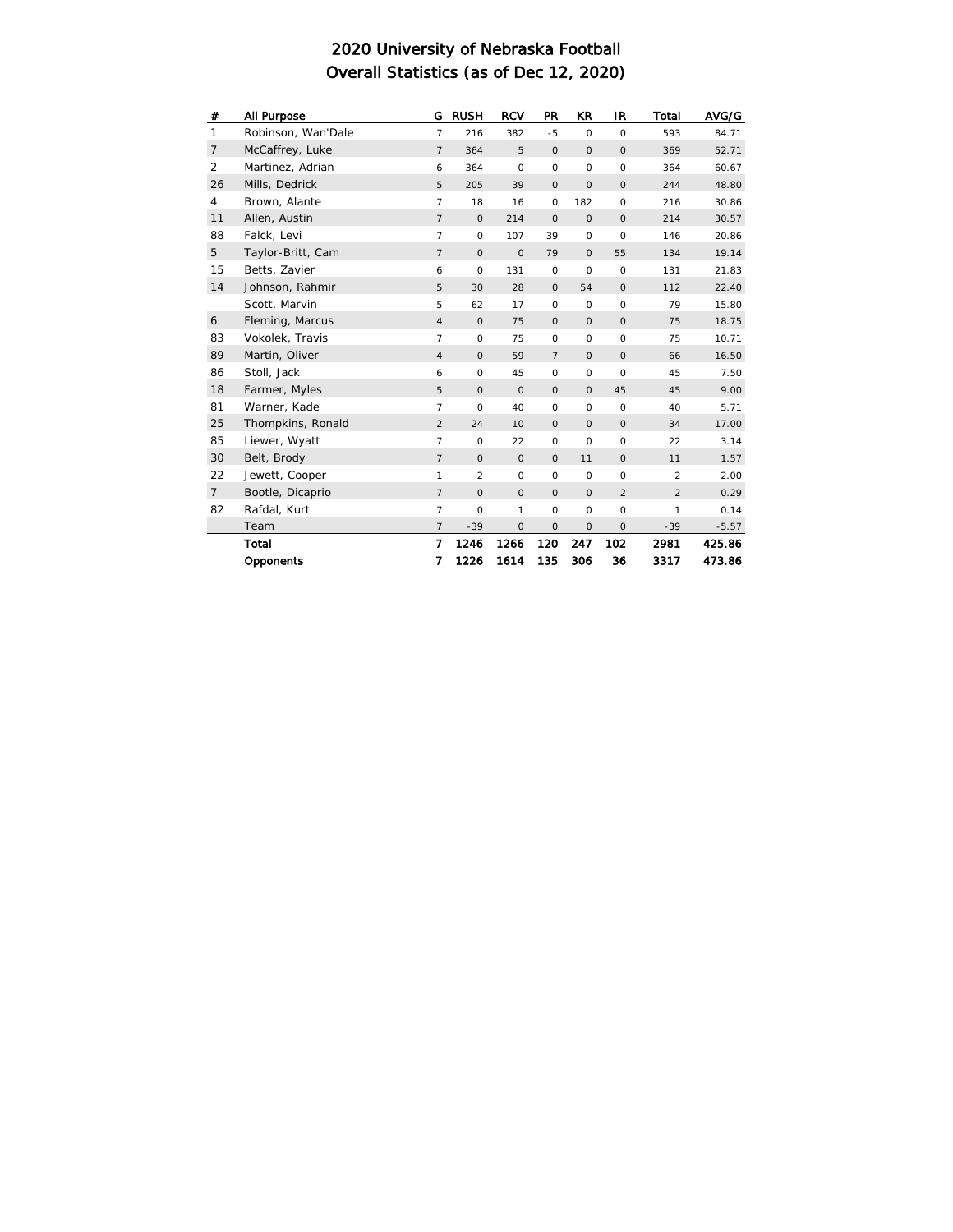# 2020 University of Nebraska Football
## Overall Statistics (as of Dec 12, 2020)

| # | All Purpose | G | RUSH | RCV | PR | KR | IR | Total | AVG/G |
|---|---|---|---|---|---|---|---|---|---|
| 1 | Robinson, Wan'Dale | 7 | 216 | 382 | -5 | 0 | 0 | 593 | 84.71 |
| 7 | McCaffrey, Luke | 7 | 364 | 5 | 0 | 0 | 0 | 369 | 52.71 |
| 2 | Martinez, Adrian | 6 | 364 | 0 | 0 | 0 | 0 | 364 | 60.67 |
| 26 | Mills, Dedrick | 5 | 205 | 39 | 0 | 0 | 0 | 244 | 48.80 |
| 4 | Brown, Alante | 7 | 18 | 16 | 0 | 182 | 0 | 216 | 30.86 |
| 11 | Allen, Austin | 7 | 0 | 214 | 0 | 0 | 0 | 214 | 30.57 |
| 88 | Falck, Levi | 7 | 0 | 107 | 39 | 0 | 0 | 146 | 20.86 |
| 5 | Taylor-Britt, Cam | 7 | 0 | 0 | 79 | 0 | 55 | 134 | 19.14 |
| 15 | Betts, Zavier | 6 | 0 | 131 | 0 | 0 | 0 | 131 | 21.83 |
| 14 | Johnson, Rahmir | 5 | 30 | 28 | 0 | 54 | 0 | 112 | 22.40 |
| | Scott, Marvin | 5 | 62 | 17 | 0 | 0 | 0 | 79 | 15.80 |
| 6 | Fleming, Marcus | 4 | 0 | 75 | 0 | 0 | 0 | 75 | 18.75 |
| 83 | Vokolek, Travis | 7 | 0 | 75 | 0 | 0 | 0 | 75 | 10.71 |
| 89 | Martin, Oliver | 4 | 0 | 59 | 7 | 0 | 0 | 66 | 16.50 |
| 86 | Stoll, Jack | 6 | 0 | 45 | 0 | 0 | 0 | 45 | 7.50 |
| 18 | Farmer, Myles | 5 | 0 | 0 | 0 | 0 | 45 | 45 | 9.00 |
| 81 | Warner, Kade | 7 | 0 | 40 | 0 | 0 | 0 | 40 | 5.71 |
| 25 | Thompkins, Ronald | 2 | 24 | 10 | 0 | 0 | 0 | 34 | 17.00 |
| 85 | Liewer, Wyatt | 7 | 0 | 22 | 0 | 0 | 0 | 22 | 3.14 |
| 30 | Belt, Brody | 7 | 0 | 0 | 0 | 11 | 0 | 11 | 1.57 |
| 22 | Jewett, Cooper | 1 | 2 | 0 | 0 | 0 | 0 | 2 | 2.00 |
| 7 | Bootle, Dicaprio | 7 | 0 | 0 | 0 | 0 | 2 | 2 | 0.29 |
| 82 | Rafdal, Kurt | 7 | 0 | 1 | 0 | 0 | 0 | 1 | 0.14 |
| | Team | 7 | -39 | 0 | 0 | 0 | 0 | -39 | -5.57 |
| | **Total** | **7** | **1246** | **1266** | **120** | **247** | **102** | **2981** | **425.86** |
| | **Opponents** | **7** | **1226** | **1614** | **135** | **306** | **36** | **3317** | **473.86** |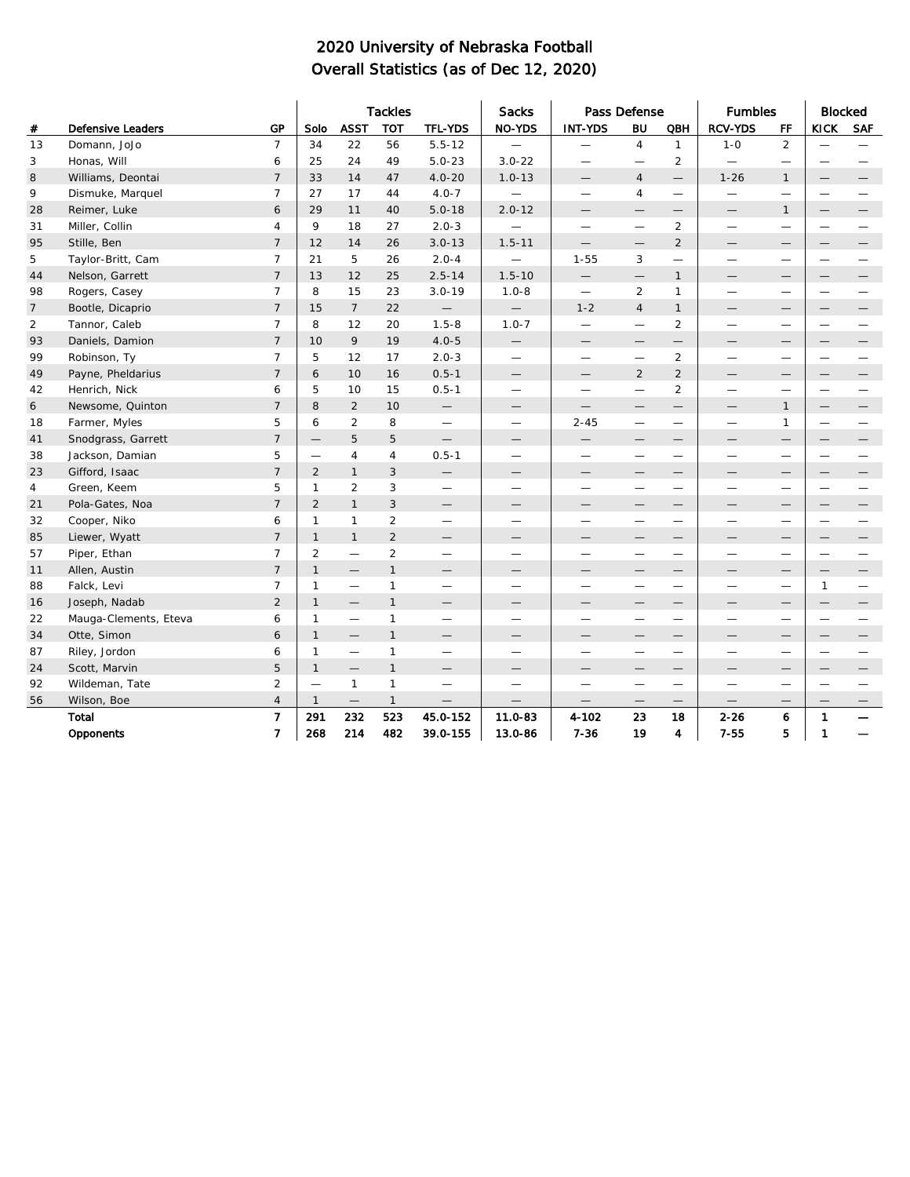# 2020 University of Nebraska Football
## Overall Statistics (as of Dec 12, 2020)

| | | | Tackles | | | | Sacks | Pass Defense | | | Fumbles | | Blocked | |
|---|---|---|---|---|---|---|---|---|---|---|---|---|---|---|
| # | Defensive Leaders | GP | Solo | ASST | TOT | TFL-YDS | NO-YDS | INT-YDS | BU | QBH | RCV-YDS | FF | KICK | SAF |
| 13 | Domann, JoJo | 7 | 34 | 22 | 56 | 5.5-12 | — | — | 4 | 1 | 1-0 | 2 | — | — |
| 3 | Honas, Will | 6 | 25 | 24 | 49 | 5.0-23 | 3.0-22 | — | — | 2 | — | — | — | — |
| 8 | Williams, Deontai | 7 | 33 | 14 | 47 | 4.0-20 | 1.0-13 | — | 4 | — | 1-26 | 1 | — | — |
| 9 | Dismuke, Marquel | 7 | 27 | 17 | 44 | 4.0-7 | — | — | 4 | — | — | — | — | — |
| 28 | Reimer, Luke | 6 | 29 | 11 | 40 | 5.0-18 | 2.0-12 | — | — | — | — | 1 | — | — |
| 31 | Miller, Collin | 4 | 9 | 18 | 27 | 2.0-3 | — | — | — | 2 | — | — | — | — |
| 95 | Stille, Ben | 7 | 12 | 14 | 26 | 3.0-13 | 1.5-11 | — | — | 2 | — | — | — | — |
| 5 | Taylor-Britt, Cam | 7 | 21 | 5 | 26 | 2.0-4 | — | 1-55 | 3 | — | — | — | — | — |
| 44 | Nelson, Garrett | 7 | 13 | 12 | 25 | 2.5-14 | 1.5-10 | — | — | 1 | — | — | — | — |
| 98 | Rogers, Casey | 7 | 8 | 15 | 23 | 3.0-19 | 1.0-8 | — | 2 | 1 | — | — | — | — |
| 7 | Bootle, Dicaprio | 7 | 15 | 7 | 22 | — | — | 1-2 | 4 | 1 | — | — | — | — |
| 2 | Tannor, Caleb | 7 | 8 | 12 | 20 | 1.5-8 | 1.0-7 | — | — | 2 | — | — | — | — |
| 93 | Daniels, Damion | 7 | 10 | 9 | 19 | 4.0-5 | — | — | — | — | — | — | — | — |
| 99 | Robinson, Ty | 7 | 5 | 12 | 17 | 2.0-3 | — | — | — | 2 | — | — | — | — |
| 49 | Payne, Pheldarius | 7 | 6 | 10 | 16 | 0.5-1 | — | — | 2 | 2 | — | — | — | — |
| 42 | Henrich, Nick | 6 | 5 | 10 | 15 | 0.5-1 | — | — | — | 2 | — | — | — | — |
| 6 | Newsome, Quinton | 7 | 8 | 2 | 10 | — | — | — | — | — | — | 1 | — | — |
| 18 | Farmer, Myles | 5 | 6 | 2 | 8 | — | — | 2-45 | — | — | — | 1 | — | — |
| 41 | Snodgrass, Garrett | 7 | — | 5 | 5 | — | — | — | — | — | — | — | — | — |
| 38 | Jackson, Damian | 5 | — | 4 | 4 | 0.5-1 | — | — | — | — | — | — | — | — |
| 23 | Gifford, Isaac | 7 | 2 | 1 | 3 | — | — | — | — | — | — | — | — | — |
| 4 | Green, Keem | 5 | 1 | 2 | 3 | — | — | — | — | — | — | — | — | — |
| 21 | Pola-Gates, Noa | 7 | 2 | 1 | 3 | — | — | — | — | — | — | — | — | — |
| 32 | Cooper, Niko | 6 | 1 | 1 | 2 | — | — | — | — | — | — | — | — | — |
| 85 | Liewer, Wyatt | 7 | 1 | 1 | 2 | — | — | — | — | — | — | — | — | — |
| 57 | Piper, Ethan | 7 | 2 | — | 2 | — | — | — | — | — | — | — | — | — |
| 11 | Allen, Austin | 7 | 1 | — | 1 | — | — | — | — | — | — | — | — | — |
| 88 | Falck, Levi | 7 | 1 | — | 1 | — | — | — | — | — | — | — | 1 | — |
| 16 | Joseph, Nadab | 2 | 1 | — | 1 | — | — | — | — | — | — | — | — | — |
| 22 | Mauga-Clements, Eteva | 6 | 1 | — | 1 | — | — | — | — | — | — | — | — | — |
| 34 | Otte, Simon | 6 | 1 | — | 1 | — | — | — | — | — | — | — | — | — |
| 87 | Riley, Jordon | 6 | 1 | — | 1 | — | — | — | — | — | — | — | — | — |
| 24 | Scott, Marvin | 5 | 1 | — | 1 | — | — | — | — | — | — | — | — | — |
| 92 | Wildeman, Tate | 2 | — | 1 | 1 | — | — | — | — | — | — | — | — | — |
| 56 | Wilson, Boe | 4 | 1 | — | 1 | — | — | — | — | — | — | — | — | — |
| | **Total** | **7** | **291** | **232** | **523** | **45.0-152** | **11.0-83** | **4-102** | **23** | **18** | **2-26** | **6** | **1** | **—** |
| | **Opponents** | **7** | **268** | **214** | **482** | **39.0-155** | **13.0-86** | **7-36** | **19** | **4** | **7-55** | **5** | **1** | **—** |